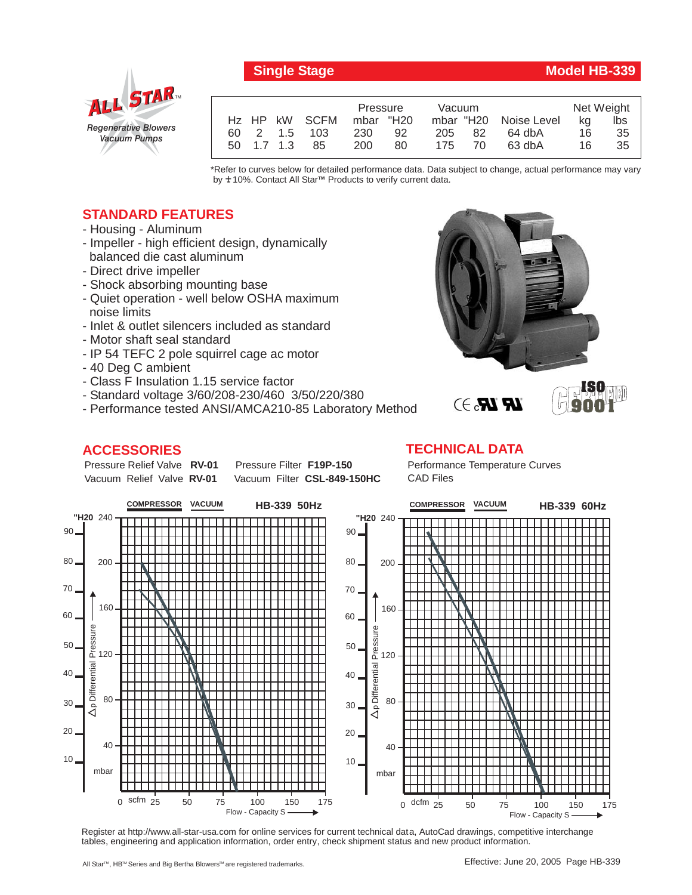## Single Stage — Model HB-339

ALL STAR™
*Regenerative Blowers*
*Vacuum Pumps*

| | | | | Pressure | | Vacuum | | | Net Weight | |
|---|---|---|---|---|---|---|---|---|---|---|
| Hz | HP | kW | SCFM | mbar | "H20 | mbar | "H20 | Noise Level | kg | lbs |
| 60 | 2 | 1.5 | 103 | 230 | 92 | 205 | 82 | 64 dbA | 16 | 35 |
| 50 | 1.7 | 1.3 | 85 | 200 | 80 | 175 | 70 | 63 dbA | 16 | 35 |

*Refer to curves below for detailed performance data. Data subject to change, actual performance may vary by ±10%. Contact All Star™ Products to verify current data.

## STANDARD FEATURES

- Housing - Aluminum
- Impeller - high efficient design, dynamically balanced die cast aluminum
- Direct drive impeller
- Shock absorbing mounting base
- Quiet operation - well below OSHA maximum noise limits
- Inlet & outlet silencers included as standard
- Motor shaft seal standard
- IP 54 TEFC 2 pole squirrel cage ac motor
- 40 Deg C ambient
- Class F Insulation 1.15 service factor
- Standard voltage 3/60/208-230/460 3/50/220/380
- Performance tested ANSI/AMCA210-85 Laboratory Method

CE cRU RU    ISO 9001 CERTIFIED

## ACCESSORIES

Pressure Relief Valve **RV-01**    Pressure Filter **F19P-150**
Vacuum Relief Valve **RV-01**    Vacuum Filter **CSL-849-150HC**

## TECHNICAL DATA

Performance Temperature Curves
CAD Files

COMPRESSOR VACUUM HB-339 50Hz
"H20 90 80 70 60 50 40 30 20 10
240 200 160 120 80 40 mbar
Δp Differential Pressure
0 scfm 25 50 75 100 150 175
Flow - Capacity S

COMPRESSOR VACUUM HB-339 60Hz
"H20 90 80 70 60 50 40 30 20 10
240 200 160 120 80 40 mbar
Δp Differential Pressure
0 dcfm 25 50 75 100 150 175
Flow - Capacity S

Register at http://www.all-star-usa.com for online services for current technical data, AutoCad drawings, competitive interchange tables, engineering and application information, order entry, check shipment status and new product information.

All Star™, HB™ Series and Big Bertha Blowers™ are registered trademarks.

Effective: June 20, 2005 Page HB-339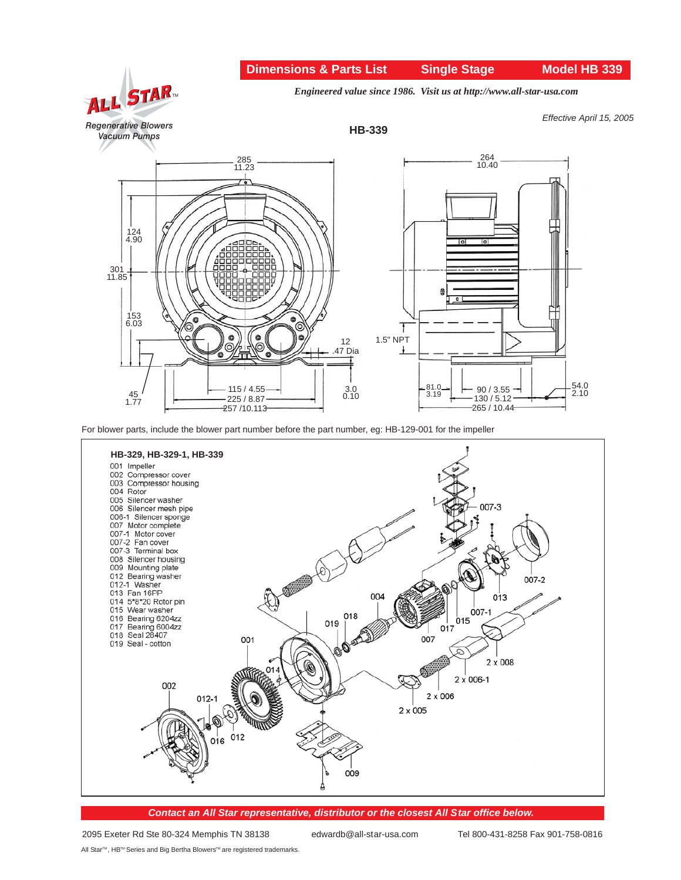# Dimensions & Parts List — Single Stage — Model HB 339

ALL STAR™

*Regenerative Blowers Vacuum Pumps*

***Engineered value since 1986. Visit us at http://www.all-star-usa.com***

*Effective April 15, 2005*

## HB-339

285
11.23

124
4.90

301
11.85

153
6.03

45
1.77

12
.47 Dia

3.0
0.10

115 / 4.55

225 / 8.87

257 /10.113

264
10.40

1.5" NPT

81.0
3.19

90 / 3.55

130 / 5.12

265 / 10.44

54.0
2.10

For blower parts, include the blower part number before the part number, eg: HB-129-001 for the impeller

### HB-329, HB-329-1, HB-339

001 Impeller
002 Compressor cover
003 Compressor housing
004 Rotor
005 Silencer washer
006 Silencer mesh pipe
006-1 Silencer sponge
007 Motor complete
007-1 Motor cover
007-2 Fan cover
007-3 Terminal box
008 Silencer housing
009 Mounting plate
012 Bearing washer
012-1 Washer
013 Fan 16PP
014 5*8*20 Rotor pin
015 Wear washer
016 Bearing 6204zz
017 Bearing 6004zz
018 Seal 28407
019 Seal - cotton

007-3, 007-2, 013, 004, 007-1, 018, 019, 015, 017, 007, 001, 014, 2 x 008, 2 x 006-1, 002, 012-1, 2 x 006, 2 x 005, 016, 012, 009

***Contact an All Star representative, distributor or the closest All Star office below.***

2095 Exeter Rd Ste 80-324 Memphis TN 38138 — edwardb@all-star-usa.com — Tel 800-431-8258 Fax 901-758-0816

All Star™, HB™ Series and Big Bertha Blowers™ are registered trademarks.